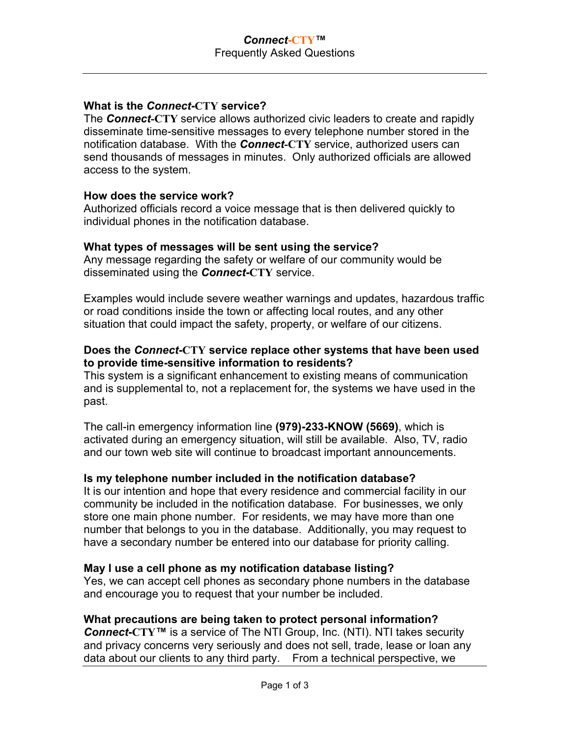# ***Connect*-CTY™**

## Frequently Asked Questions

**What is the *Connect*-CTY service?**

The ***Connect*-CTY** service allows authorized civic leaders to create and rapidly disseminate time-sensitive messages to every telephone number stored in the notification database. With the ***Connect*-CTY** service, authorized users can send thousands of messages in minutes. Only authorized officials are allowed access to the system.

**How does the service work?**

Authorized officials record a voice message that is then delivered quickly to individual phones in the notification database.

**What types of messages will be sent using the service?**

Any message regarding the safety or welfare of our community would be disseminated using the ***Connect*-CTY** service.

Examples would include severe weather warnings and updates, hazardous traffic or road conditions inside the town or affecting local routes, and any other situation that could impact the safety, property, or welfare of our citizens.

**Does the *Connect*-CTY service replace other systems that have been used to provide time-sensitive information to residents?**

This system is a significant enhancement to existing means of communication and is supplemental to, not a replacement for, the systems we have used in the past.

The call-in emergency information line **(979)-233-KNOW (5669)**, which is activated during an emergency situation, will still be available. Also, TV, radio and our town web site will continue to broadcast important announcements.

**Is my telephone number included in the notification database?**

It is our intention and hope that every residence and commercial facility in our community be included in the notification database. For businesses, we only store one main phone number. For residents, we may have more than one number that belongs to you in the database. Additionally, you may request to have a secondary number be entered into our database for priority calling.

**May I use a cell phone as my notification database listing?**

Yes, we can accept cell phones as secondary phone numbers in the database and encourage you to request that your number be included.

**What precautions are being taken to protect personal information?**

***Connect*-CTY™** is a service of The NTI Group, Inc. (NTI). NTI takes security and privacy concerns very seriously and does not sell, trade, lease or loan any data about our clients to any third party. From a technical perspective, we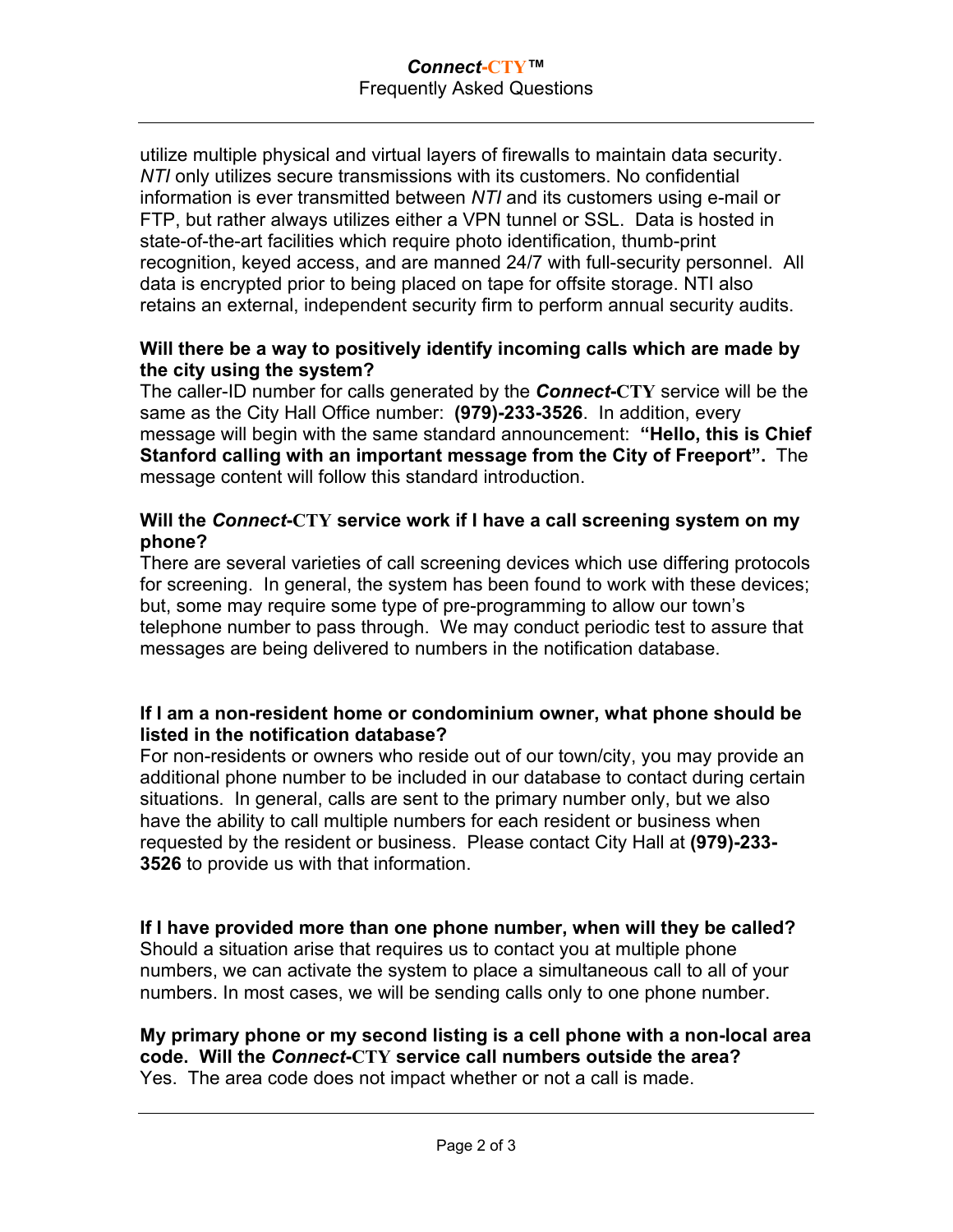utilize multiple physical and virtual layers of firewalls to maintain data security. *NTI* only utilizes secure transmissions with its customers. No confidential information is ever transmitted between *NTI* and its customers using e-mail or FTP, but rather always utilizes either a VPN tunnel or SSL. Data is hosted in state-of-the-art facilities which require photo identification, thumb-print recognition, keyed access, and are manned 24/7 with full-security personnel. All data is encrypted prior to being placed on tape for offsite storage. NTI also retains an external, independent security firm to perform annual security audits.

**Will there be a way to positively identify incoming calls which are made by the city using the system?**

The caller-ID number for calls generated by the ***Connect*-CTY** service will be the same as the City Hall Office number: **(979)-233-3526**. In addition, every message will begin with the same standard announcement: **"Hello, this is Chief Stanford calling with an important message from the City of Freeport".** The message content will follow this standard introduction.

**Will the *Connect*-CTY service work if I have a call screening system on my phone?**

There are several varieties of call screening devices which use differing protocols for screening. In general, the system has been found to work with these devices; but, some may require some type of pre-programming to allow our town's telephone number to pass through. We may conduct periodic test to assure that messages are being delivered to numbers in the notification database.

**If I am a non-resident home or condominium owner, what phone should be listed in the notification database?**

For non-residents or owners who reside out of our town/city, you may provide an additional phone number to be included in our database to contact during certain situations. In general, calls are sent to the primary number only, but we also have the ability to call multiple numbers for each resident or business when requested by the resident or business. Please contact City Hall at **(979)-233-3526** to provide us with that information.

**If I have provided more than one phone number, when will they be called?**

Should a situation arise that requires us to contact you at multiple phone numbers, we can activate the system to place a simultaneous call to all of your numbers. In most cases, we will be sending calls only to one phone number.

**My primary phone or my second listing is a cell phone with a non-local area code. Will the *Connect*-CTY service call numbers outside the area?**

Yes. The area code does not impact whether or not a call is made.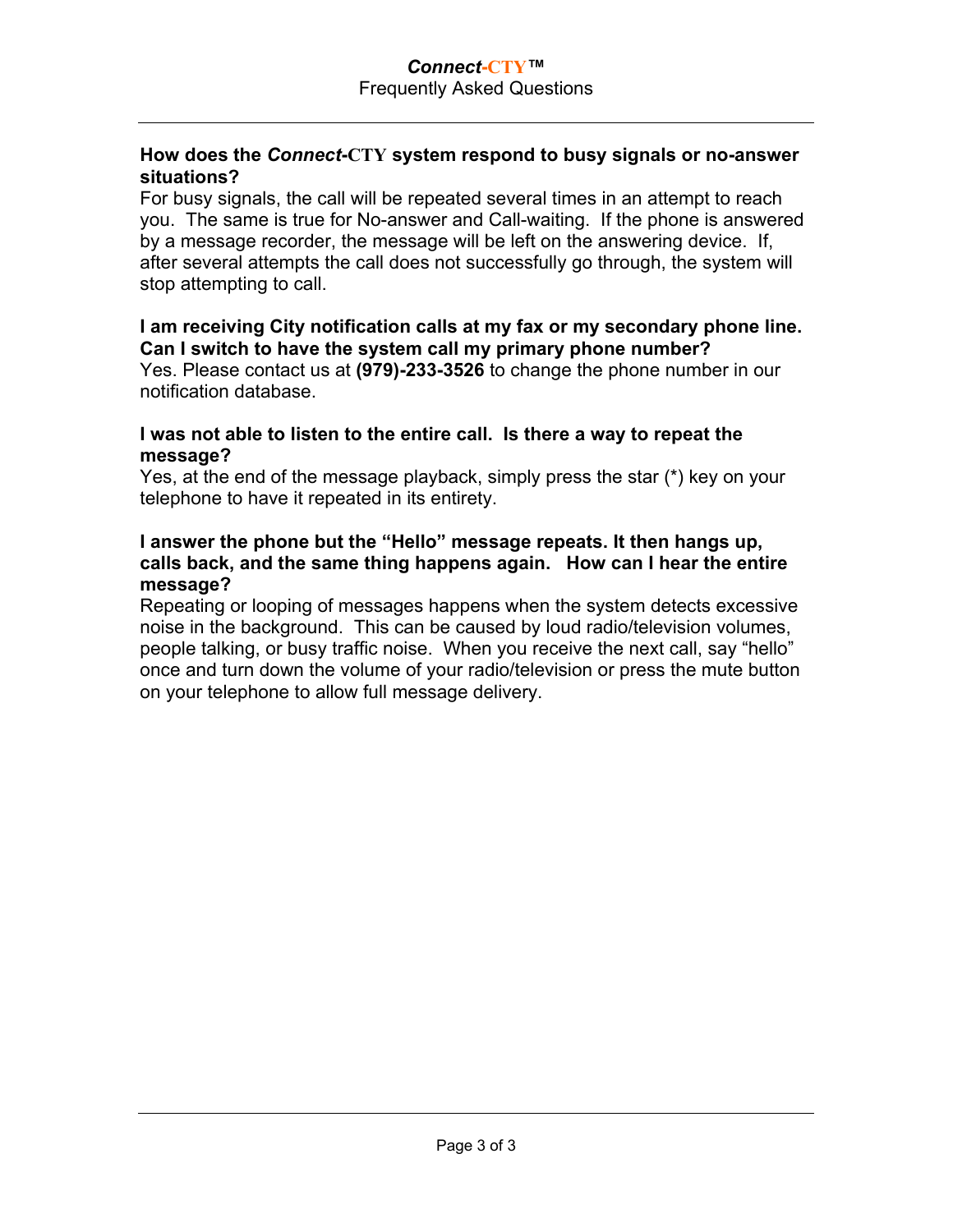**How does the *Connect*-CTY system respond to busy signals or no-answer situations?**

For busy signals, the call will be repeated several times in an attempt to reach you. The same is true for No-answer and Call-waiting. If the phone is answered by a message recorder, the message will be left on the answering device. If, after several attempts the call does not successfully go through, the system will stop attempting to call.

**I am receiving City notification calls at my fax or my secondary phone line. Can I switch to have the system call my primary phone number?**

Yes. Please contact us at **(979)-233-3526** to change the phone number in our notification database.

**I was not able to listen to the entire call. Is there a way to repeat the message?**

Yes, at the end of the message playback, simply press the star (*) key on your telephone to have it repeated in its entirety.

**I answer the phone but the "Hello" message repeats. It then hangs up, calls back, and the same thing happens again. How can I hear the entire message?**

Repeating or looping of messages happens when the system detects excessive noise in the background. This can be caused by loud radio/television volumes, people talking, or busy traffic noise. When you receive the next call, say "hello" once and turn down the volume of your radio/television or press the mute button on your telephone to allow full message delivery.